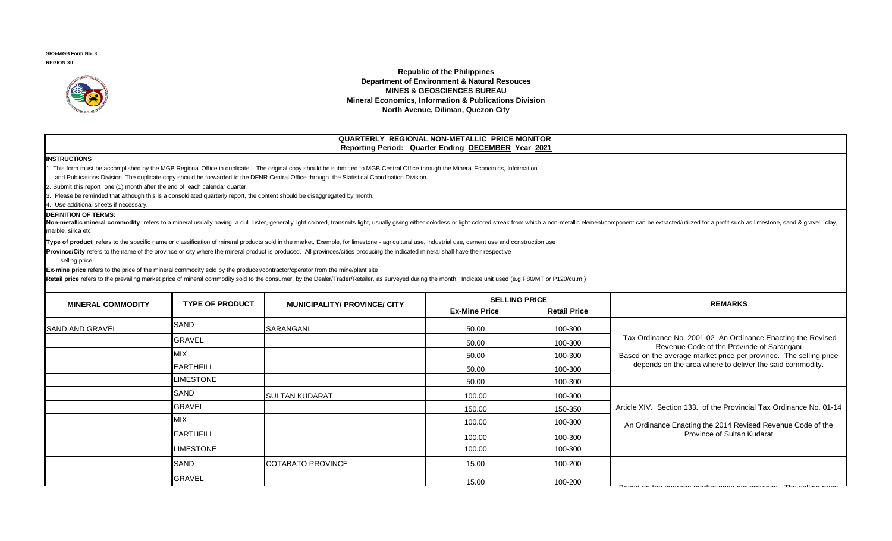**SRS-MGB Form No. 3**
**REGION XII**

**Republic of the Philippines**
**Department of Environment & Natural Resouces**
**MINES & GEOSCIENCES BUREAU**
**Mineral Economics, Information & Publications Division**
**North Avenue, Diliman, Quezon City**

**QUARTERLY REGIONAL NON-METALLIC PRICE MONITOR**
**Reporting Period: Quarter Ending DECEMBER Year 2021**

**INSTRUCTIONS**

1. This form must be accomplished by the MGB Regional Office in duplicate. The original copy should be submitted to MGB Central Office through the Mineral Economics, Information and Publications Division. The duplicate copy should be forwarded to the DENR Central Office through the Statistical Coordination Division.
2. Submit this report one (1) month after the end of each calendar quarter.
3. Please be reminded that although this is a consoldiated quarterly report, the content should be disaggregated by month.
4. Use additional sheets if necessary.

**DEFINITION OF TERMS:**

**Non-metallic mineral commodity** refers to a mineral usually having a dull luster, generally light colored, transmits light, usually giving either colorless or light colored streak from which a non-metallic element/component can be extracted/utilized for a profit such as limestone, sand & gravel, clay, marble, silica etc.

**Type of product** refers to the specific name or classification of mineral products sold in the market. Example, for limestone - agricultural use, industrial use, cement use and construction use

**Province/City** refers to the name of the province or city where the mineral product is produced. All provinces/cities producing the indicated mineral shall have their respective selling price

**Ex-mine price** refers to the price of the mineral commodity sold by the producer/contractor/operator from the mine/plant site

**Retail price** refers to the prevailing market price of mineral commodity sold to the consumer, by the Dealer/Trader/Retailer, as surveyed during the month. Indicate unit used (e.g P80/MT or P120/cu.m.)

| MINERAL COMMODITY | TYPE OF PRODUCT | MUNICIPALITY/ PROVINCE/ CITY | SELLING PRICE | | REMARKS |
|---|---|---|---|---|---|
| | | | Ex-Mine Price | Retail Price | |
| SAND AND GRAVEL | SAND | SARANGANI | 50.00 | 100-300 | Tax Ordinance No. 2001-02 An Ordinance Enacting the Revised Revenue Code of the Provinde of Sarangani<br>Based on the average market price per province. The selling price depends on the area where to deliver the said commodity. |
| | GRAVEL | | 50.00 | 100-300 | |
| | MIX | | 50.00 | 100-300 | |
| | EARTHFILL | | 50.00 | 100-300 | |
| | LIMESTONE | | 50.00 | 100-300 | |
| | SAND | SULTAN KUDARAT | 100.00 | 100-300 | Article XIV. Section 133. of the Provincial Tax Ordinance No. 01-14<br>An Ordinance Enacting the 2014 Revised Revenue Code of the Province of Sultan Kudarat |
| | GRAVEL | | 150.00 | 150-350 | |
| | MIX | | 100.00 | 100-300 | |
| | EARTHFILL | | 100.00 | 100-300 | |
| | LIMESTONE | | 100.00 | 100-300 | |
| | SAND | COTABATO PROVINCE | 15.00 | 100-200 | Based on the average market price per province. The selling price |
| | GRAVEL | | 15.00 | 100-200 | |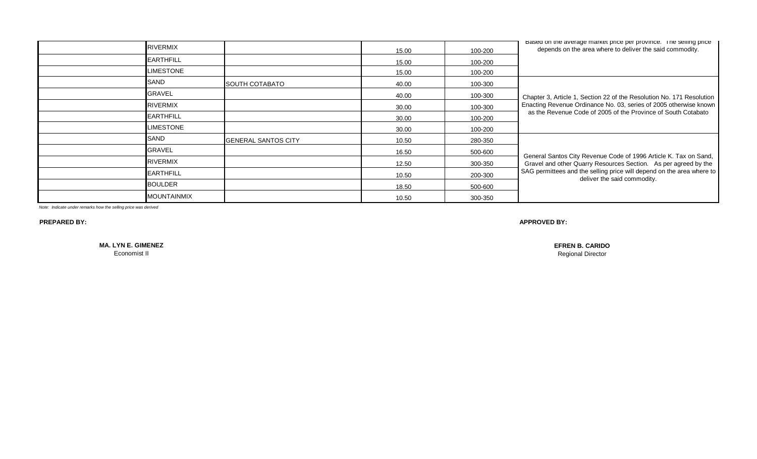| | | | | | |
|---|---|---|---|---|---|
| | RIVERMIX | | 15.00 | 100-200 | Based on the average market price per province. The selling price depends on the area where to deliver the said commodity. |
| | EARTHFILL | | 15.00 | 100-200 | |
| | LIMESTONE | | 15.00 | 100-200 | |
| | SAND | SOUTH COTABATO | 40.00 | 100-300 | Chapter 3, Article 1, Section 22 of the Resolution No. 171 Resolution Enacting Revenue Ordinance No. 03, series of 2005 otherwise known as the Revenue Code of 2005 of the Province of South Cotabato |
| | GRAVEL | | 40.00 | 100-300 | |
| | RIVERMIX | | 30.00 | 100-300 | |
| | EARTHFILL | | 30.00 | 100-200 | |
| | LIMESTONE | | 30.00 | 100-200 | |
| | SAND | GENERAL SANTOS CITY | 10.50 | 280-350 | General Santos City Revenue Code of 1996 Article K. Tax on Sand, Gravel and other Quarry Resources Section. As per agreed by the SAG permittees and the selling price will depend on the area where to deliver the said commodity. |
| | GRAVEL | | 16.50 | 500-600 | |
| | RIVERMIX | | 12.50 | 300-350 | |
| | EARTHFILL | | 10.50 | 200-300 | |
| | BOULDER | | 18.50 | 500-600 | |
| | MOUNTAINMIX | | 10.50 | 300-350 | |

*Note: Indicate under remarks how the selling price was derived*

**PREPARED BY:**

**MA. LYN E. GIMENEZ**
Economist II

**APPROVED BY:**

**EFREN B. CARIDO**
Regional Director